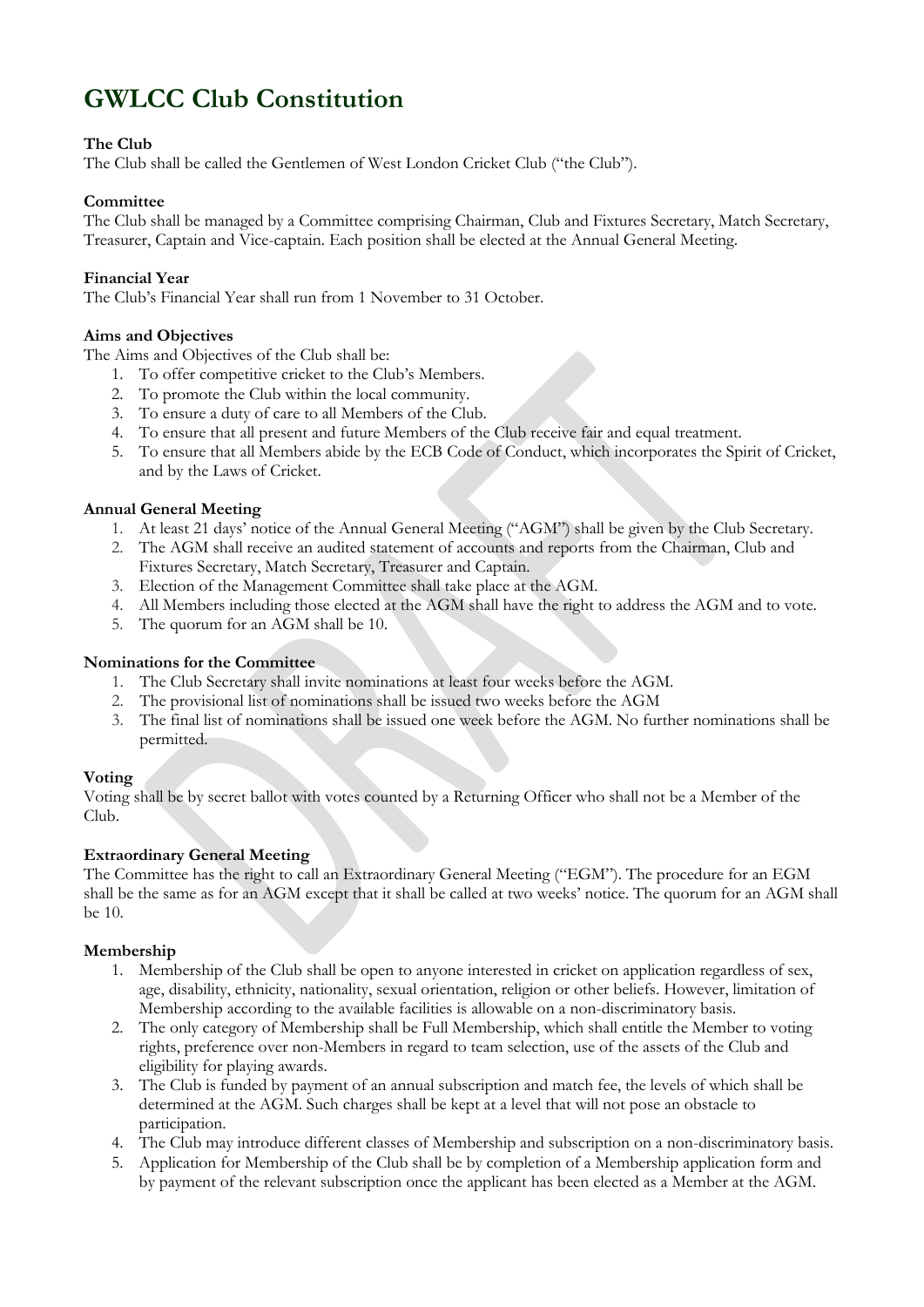# GWLCC Club Constitution

**The Club**

The Club shall be called the Gentlemen of West London Cricket Club ("the Club").

**Committee**

The Club shall be managed by a Committee comprising Chairman, Club and Fixtures Secretary, Match Secretary, Treasurer, Captain and Vice-captain. Each position shall be elected at the Annual General Meeting.

**Financial Year**

The Club's Financial Year shall run from 1 November to 31 October.

**Aims and Objectives**

The Aims and Objectives of the Club shall be:

1. To offer competitive cricket to the Club's Members.
2. To promote the Club within the local community.
3. To ensure a duty of care to all Members of the Club.
4. To ensure that all present and future Members of the Club receive fair and equal treatment.
5. To ensure that all Members abide by the ECB Code of Conduct, which incorporates the Spirit of Cricket, and by the Laws of Cricket.

**Annual General Meeting**

1. At least 21 days' notice of the Annual General Meeting ("AGM") shall be given by the Club Secretary.
2. The AGM shall receive an audited statement of accounts and reports from the Chairman, Club and Fixtures Secretary, Match Secretary, Treasurer and Captain.
3. Election of the Management Committee shall take place at the AGM.
4. All Members including those elected at the AGM shall have the right to address the AGM and to vote.
5. The quorum for an AGM shall be 10.

**Nominations for the Committee**

1. The Club Secretary shall invite nominations at least four weeks before the AGM.
2. The provisional list of nominations shall be issued two weeks before the AGM
3. The final list of nominations shall be issued one week before the AGM. No further nominations shall be permitted.

**Voting**

Voting shall be by secret ballot with votes counted by a Returning Officer who shall not be a Member of the Club.

**Extraordinary General Meeting**

The Committee has the right to call an Extraordinary General Meeting ("EGM"). The procedure for an EGM shall be the same as for an AGM except that it shall be called at two weeks' notice. The quorum for an AGM shall be 10.

**Membership**

1. Membership of the Club shall be open to anyone interested in cricket on application regardless of sex, age, disability, ethnicity, nationality, sexual orientation, religion or other beliefs. However, limitation of Membership according to the available facilities is allowable on a non-discriminatory basis.
2. The only category of Membership shall be Full Membership, which shall entitle the Member to voting rights, preference over non-Members in regard to team selection, use of the assets of the Club and eligibility for playing awards.
3. The Club is funded by payment of an annual subscription and match fee, the levels of which shall be determined at the AGM. Such charges shall be kept at a level that will not pose an obstacle to participation.
4. The Club may introduce different classes of Membership and subscription on a non-discriminatory basis.
5. Application for Membership of the Club shall be by completion of a Membership application form and by payment of the relevant subscription once the applicant has been elected as a Member at the AGM.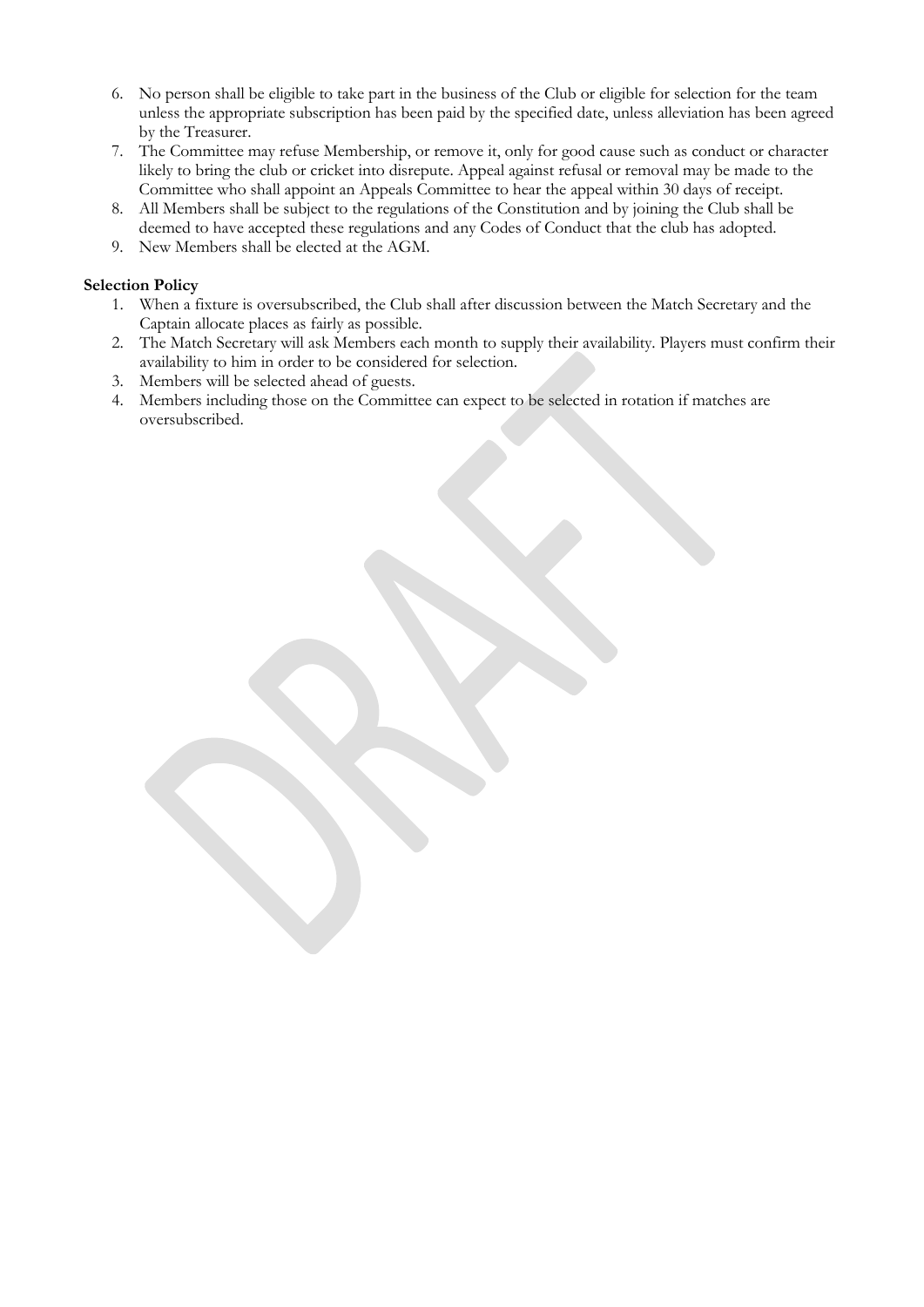6. No person shall be eligible to take part in the business of the Club or eligible for selection for the team unless the appropriate subscription has been paid by the specified date, unless alleviation has been agreed by the Treasurer.
7. The Committee may refuse Membership, or remove it, only for good cause such as conduct or character likely to bring the club or cricket into disrepute. Appeal against refusal or removal may be made to the Committee who shall appoint an Appeals Committee to hear the appeal within 30 days of receipt.
8. All Members shall be subject to the regulations of the Constitution and by joining the Club shall be deemed to have accepted these regulations and any Codes of Conduct that the club has adopted.
9. New Members shall be elected at the AGM.

**Selection Policy**

1. When a fixture is oversubscribed, the Club shall after discussion between the Match Secretary and the Captain allocate places as fairly as possible.
2. The Match Secretary will ask Members each month to supply their availability. Players must confirm their availability to him in order to be considered for selection.
3. Members will be selected ahead of guests.
4. Members including those on the Committee can expect to be selected in rotation if matches are oversubscribed.